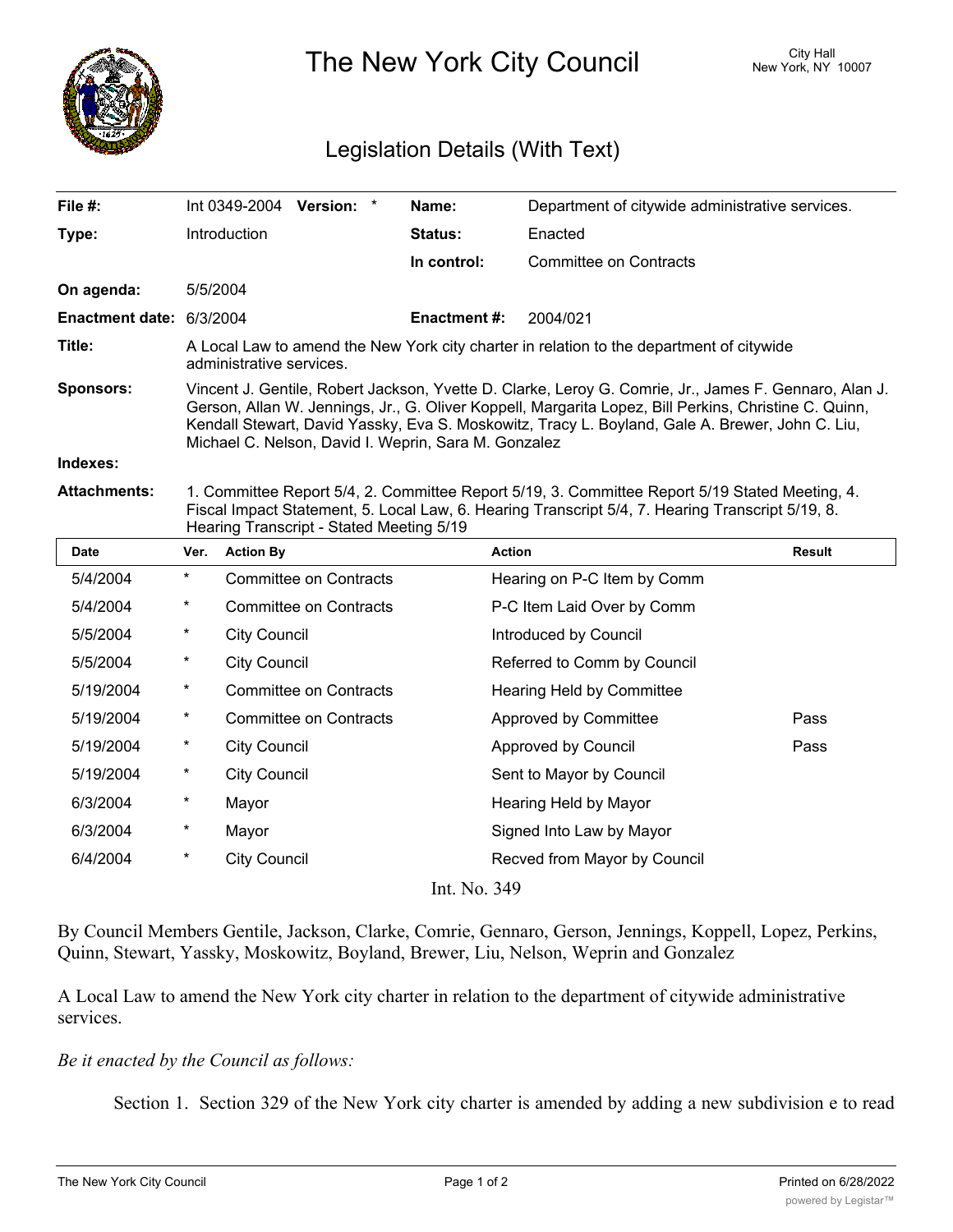# The New York City Council

City Hall
New York, NY 10007

## Legislation Details (With Text)

| | | | |
|---|---|---|---|
| **File #:** | Int 0349-2004 **Version:** * | **Name:** | Department of citywide administrative services. |
| **Type:** | Introduction | **Status:** | Enacted |
| | | **In control:** | Committee on Contracts |
| **On agenda:** | 5/5/2004 | | |
| **Enactment date:** | 6/3/2004 | **Enactment #:** | 2004/021 |

**Title:** A Local Law to amend the New York city charter in relation to the department of citywide administrative services.

**Sponsors:** Vincent J. Gentile, Robert Jackson, Yvette D. Clarke, Leroy G. Comrie, Jr., James F. Gennaro, Alan J. Gerson, Allan W. Jennings, Jr., G. Oliver Koppell, Margarita Lopez, Bill Perkins, Christine C. Quinn, Kendall Stewart, David Yassky, Eva S. Moskowitz, Tracy L. Boyland, Gale A. Brewer, John C. Liu, Michael C. Nelson, David I. Weprin, Sara M. Gonzalez

**Indexes:**

**Attachments:** 1. Committee Report 5/4, 2. Committee Report 5/19, 3. Committee Report 5/19 Stated Meeting, 4. Fiscal Impact Statement, 5. Local Law, 6. Hearing Transcript 5/4, 7. Hearing Transcript 5/19, 8. Hearing Transcript - Stated Meeting 5/19

| Date | Ver. | Action By | Action | Result |
|---|---|---|---|---|
| 5/4/2004 | * | Committee on Contracts | Hearing on P-C Item by Comm | |
| 5/4/2004 | * | Committee on Contracts | P-C Item Laid Over by Comm | |
| 5/5/2004 | * | City Council | Introduced by Council | |
| 5/5/2004 | * | City Council | Referred to Comm by Council | |
| 5/19/2004 | * | Committee on Contracts | Hearing Held by Committee | |
| 5/19/2004 | * | Committee on Contracts | Approved by Committee | Pass |
| 5/19/2004 | * | City Council | Approved by Council | Pass |
| 5/19/2004 | * | City Council | Sent to Mayor by Council | |
| 6/3/2004 | * | Mayor | Hearing Held by Mayor | |
| 6/3/2004 | * | Mayor | Signed Into Law by Mayor | |
| 6/4/2004 | * | City Council | Recved from Mayor by Council | |

Int. No. 349

By Council Members Gentile, Jackson, Clarke, Comrie, Gennaro, Gerson, Jennings, Koppell, Lopez, Perkins, Quinn, Stewart, Yassky, Moskowitz, Boyland, Brewer, Liu, Nelson, Weprin and Gonzalez

A Local Law to amend the New York city charter in relation to the department of citywide administrative services.

*Be it enacted by the Council as follows:*

Section 1. Section 329 of the New York city charter is amended by adding a new subdivision e to read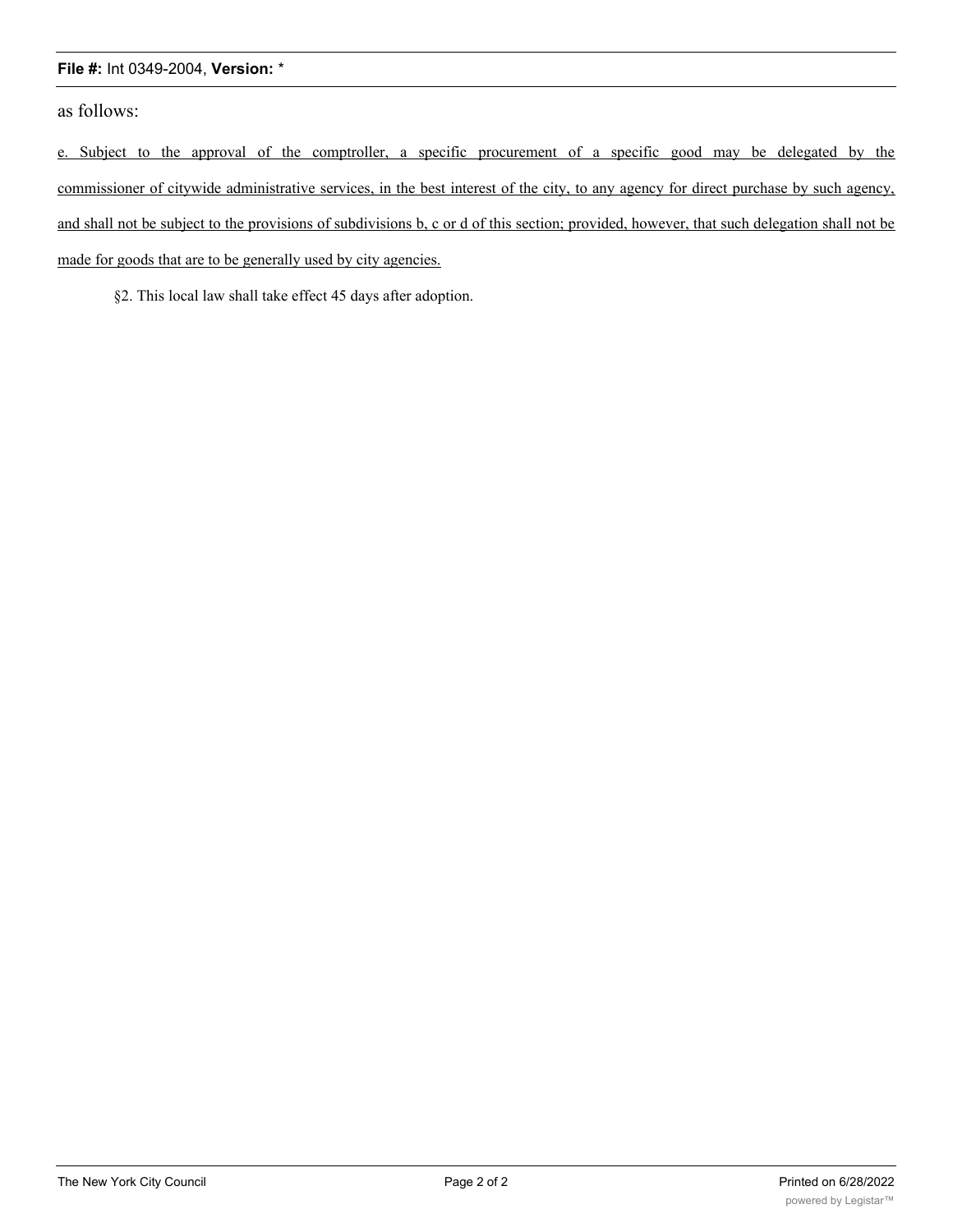as follows:

e. Subject to the approval of the comptroller, a specific procurement of a specific good may be delegated by the commissioner of citywide administrative services, in the best interest of the city, to any agency for direct purchase by such agency, and shall not be subject to the provisions of subdivisions b, c or d of this section; provided, however, that such delegation shall not be made for goods that are to be generally used by city agencies.

§2. This local law shall take effect 45 days after adoption.